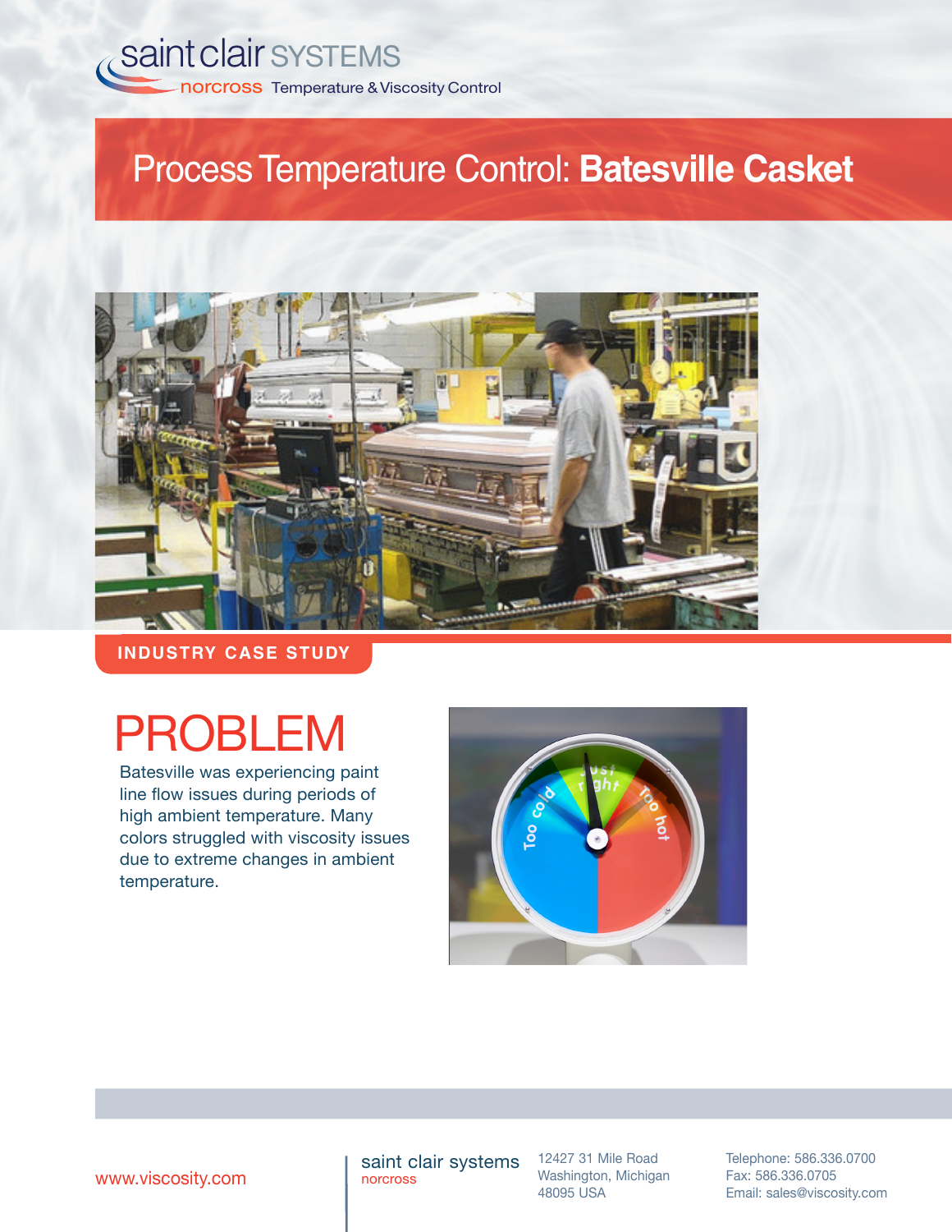saint clair SYSTEMS
norcross Temperature & Viscosity Control

# Process Temperature Control: **Batesville Casket**

INDUSTRY CASE STUDY

## PROBLEM

Batesville was experiencing paint line flow issues during periods of high ambient temperature. Many colors struggled with viscosity issues due to extreme changes in ambient temperature.

www.viscosity.com

saint clair systems
norcross

12427 31 Mile Road
Washington, Michigan
48095 USA

Telephone: 586.336.0700
Fax: 586.336.0705
Email: sales@viscosity.com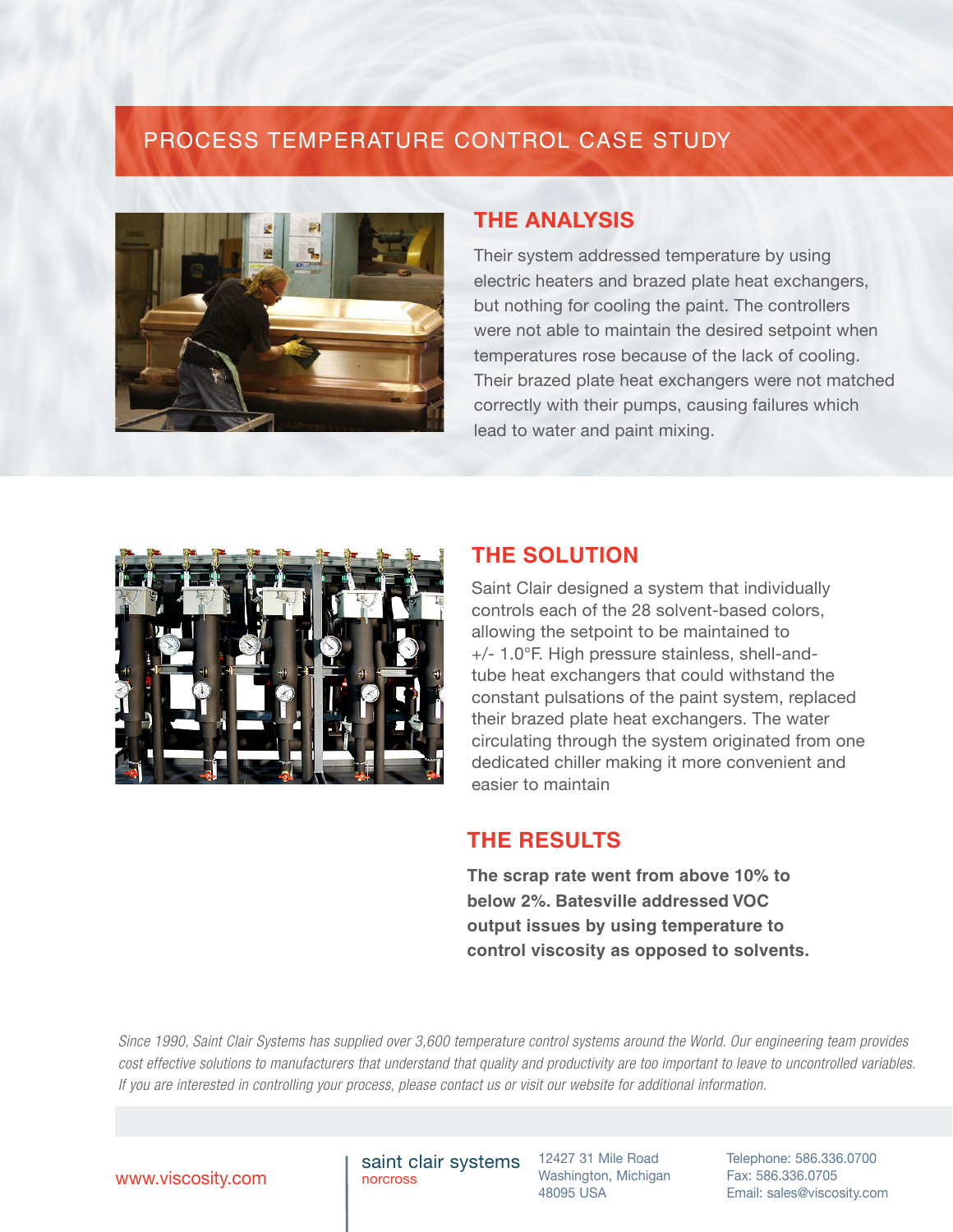PROCESS TEMPERATURE CONTROL CASE STUDY

## THE ANALYSIS

Their system addressed temperature by using electric heaters and brazed plate heat exchangers, but nothing for cooling the paint. The controllers were not able to maintain the desired setpoint when temperatures rose because of the lack of cooling. Their brazed plate heat exchangers were not matched correctly with their pumps, causing failures which lead to water and paint mixing.

## THE SOLUTION

Saint Clair designed a system that individually controls each of the 28 solvent-based colors, allowing the setpoint to be maintained to +/- 1.0°F. High pressure stainless, shell-and-tube heat exchangers that could withstand the constant pulsations of the paint system, replaced their brazed plate heat exchangers. The water circulating through the system originated from one dedicated chiller making it more convenient and easier to maintain

## THE RESULTS

**The scrap rate went from above 10% to below 2%. Batesville addressed VOC output issues by using temperature to control viscosity as opposed to solvents.**

*Since 1990, Saint Clair Systems has supplied over 3,600 temperature control systems around the World. Our engineering team provides cost effective solutions to manufacturers that understand that quality and productivity are too important to leave to uncontrolled variables. If you are interested in controlling your process, please contact us or visit our website for additional information.*

www.viscosity.com

saint clair systems
norcross

12427 31 Mile Road
Washington, Michigan
48095 USA

Telephone: 586.336.0700
Fax: 586.336.0705
Email: sales@viscosity.com